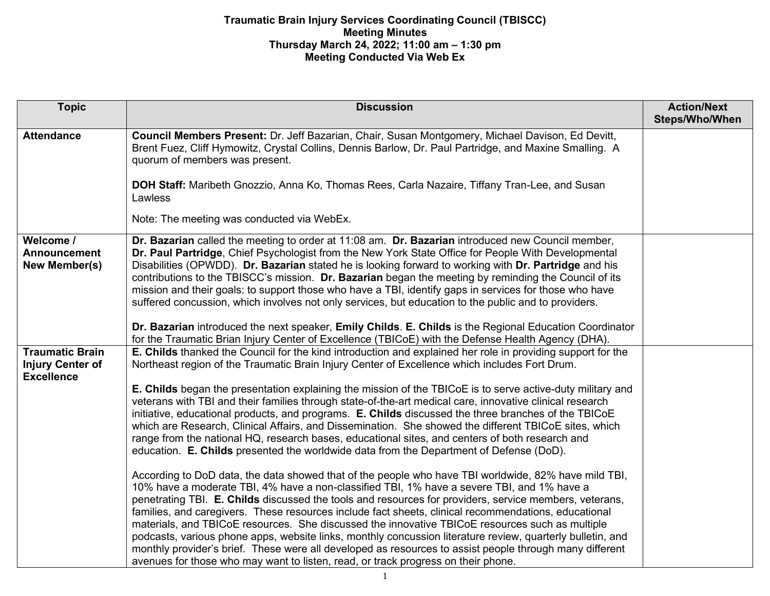**Traumatic Brain Injury Services Coordinating Council (TBISCC)**
**Meeting Minutes**
**Thursday March 24, 2022; 11:00 am – 1:30 pm**
**Meeting Conducted Via Web Ex**

| Topic | Discussion | Action/Next Steps/Who/When |
|---|---|---|
| **Attendance** | **Council Members Present:** Dr. Jeff Bazarian, Chair, Susan Montgomery, Michael Davison, Ed Devitt, Brent Fuez, Cliff Hymowitz, Crystal Collins, Dennis Barlow, Dr. Paul Partridge, and Maxine Smalling. A quorum of members was present.<br><br>**DOH Staff:** Maribeth Gnozzio, Anna Ko, Thomas Rees, Carla Nazaire, Tiffany Tran-Lee, and Susan Lawless<br><br>Note: The meeting was conducted via WebEx. | |
| **Welcome / Announcement New Member(s)** | **Dr. Bazarian** called the meeting to order at 11:08 am. **Dr. Bazarian** introduced new Council member, **Dr. Paul Partridge**, Chief Psychologist from the New York State Office for People With Developmental Disabilities (OPWDD). **Dr. Bazarian** stated he is looking forward to working with **Dr. Partridge** and his contributions to the TBISCC's mission. **Dr. Bazarian** began the meeting by reminding the Council of its mission and their goals: to support those who have a TBI, identify gaps in services for those who have suffered concussion, which involves not only services, but education to the public and to providers.<br><br>**Dr. Bazarian** introduced the next speaker, **Emily Childs**. **E. Childs** is the Regional Education Coordinator for the Traumatic Brian Injury Center of Excellence (TBICoE) with the Defense Health Agency (DHA). | |
| **Traumatic Brain Injury Center of Excellence** | **E. Childs** thanked the Council for the kind introduction and explained her role in providing support for the Northeast region of the Traumatic Brain Injury Center of Excellence which includes Fort Drum.<br><br>**E. Childs** began the presentation explaining the mission of the TBICoE is to serve active-duty military and veterans with TBI and their families through state-of-the-art medical care, innovative clinical research initiative, educational products, and programs. **E. Childs** discussed the three branches of the TBICoE which are Research, Clinical Affairs, and Dissemination. She showed the different TBICoE sites, which range from the national HQ, research bases, educational sites, and centers of both research and education. **E. Childs** presented the worldwide data from the Department of Defense (DoD).<br><br>According to DoD data, the data showed that of the people who have TBI worldwide, 82% have mild TBI, 10% have a moderate TBI, 4% have a non-classified TBI, 1% have a severe TBI, and 1% have a penetrating TBI. **E. Childs** discussed the tools and resources for providers, service members, veterans, families, and caregivers. These resources include fact sheets, clinical recommendations, educational materials, and TBICoE resources. She discussed the innovative TBICoE resources such as multiple podcasts, various phone apps, website links, monthly concussion literature review, quarterly bulletin, and monthly provider's brief. These were all developed as resources to assist people through many different avenues for those who may want to listen, read, or track progress on their phone. | |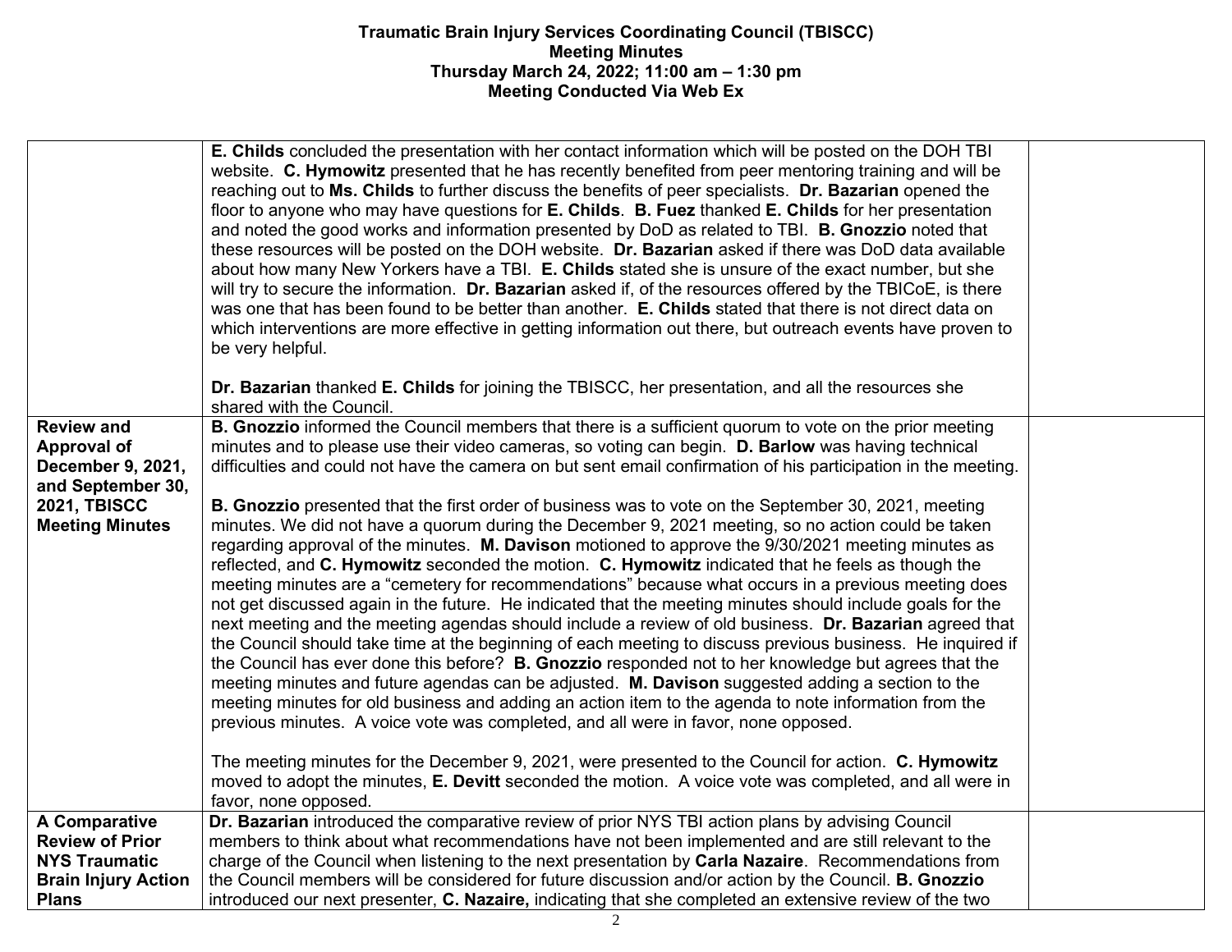# Traumatic Brain Injury Services Coordinating Council (TBISCC)
## Meeting Minutes
### Thursday March 24, 2022; 11:00 am – 1:30 pm
### Meeting Conducted Via Web Ex

| | | |
|---|---|---|
| | **E. Childs** concluded the presentation with her contact information which will be posted on the DOH TBI website. **C. Hymowitz** presented that he has recently benefited from peer mentoring training and will be reaching out to **Ms. Childs** to further discuss the benefits of peer specialists. **Dr. Bazarian** opened the floor to anyone who may have questions for **E. Childs**. **B. Fuez** thanked **E. Childs** for her presentation and noted the good works and information presented by DoD as related to TBI. **B. Gnozzio** noted that these resources will be posted on the DOH website. **Dr. Bazarian** asked if there was DoD data available about how many New Yorkers have a TBI. **E. Childs** stated she is unsure of the exact number, but she will try to secure the information. **Dr. Bazarian** asked if, of the resources offered by the TBICoE, is there was one that has been found to be better than another. **E. Childs** stated that there is not direct data on which interventions are more effective in getting information out there, but outreach events have proven to be very helpful.<br><br>**Dr. Bazarian** thanked **E. Childs** for joining the TBISCC, her presentation, and all the resources she shared with the Council. | |
| **Review and Approval of December 9, 2021, and September 30, 2021, TBISCC Meeting Minutes** | **B. Gnozzio** informed the Council members that there is a sufficient quorum to vote on the prior meeting minutes and to please use their video cameras, so voting can begin. **D. Barlow** was having technical difficulties and could not have the camera on but sent email confirmation of his participation in the meeting.<br><br>**B. Gnozzio** presented that the first order of business was to vote on the September 30, 2021, meeting minutes. We did not have a quorum during the December 9, 2021 meeting, so no action could be taken regarding approval of the minutes. **M. Davison** motioned to approve the 9/30/2021 meeting minutes as reflected, and **C. Hymowitz** seconded the motion. **C. Hymowitz** indicated that he feels as though the meeting minutes are a "cemetery for recommendations" because what occurs in a previous meeting does not get discussed again in the future. He indicated that the meeting minutes should include goals for the next meeting and the meeting agendas should include a review of old business. **Dr. Bazarian** agreed that the Council should take time at the beginning of each meeting to discuss previous business. He inquired if the Council has ever done this before? **B. Gnozzio** responded not to her knowledge but agrees that the meeting minutes and future agendas can be adjusted. **M. Davison** suggested adding a section to the meeting minutes for old business and adding an action item to the agenda to note information from the previous minutes. A voice vote was completed, and all were in favor, none opposed.<br><br>The meeting minutes for the December 9, 2021, were presented to the Council for action. **C. Hymowitz** moved to adopt the minutes, **E. Devitt** seconded the motion. A voice vote was completed, and all were in favor, none opposed. | |
| **A Comparative Review of Prior NYS Traumatic Brain Injury Action Plans** | **Dr. Bazarian** introduced the comparative review of prior NYS TBI action plans by advising Council members to think about what recommendations have not been implemented and are still relevant to the charge of the Council when listening to the next presentation by **Carla Nazaire**. Recommendations from the Council members will be considered for future discussion and/or action by the Council. **B. Gnozzio** introduced our next presenter, **C. Nazaire,** indicating that she completed an extensive review of the two | |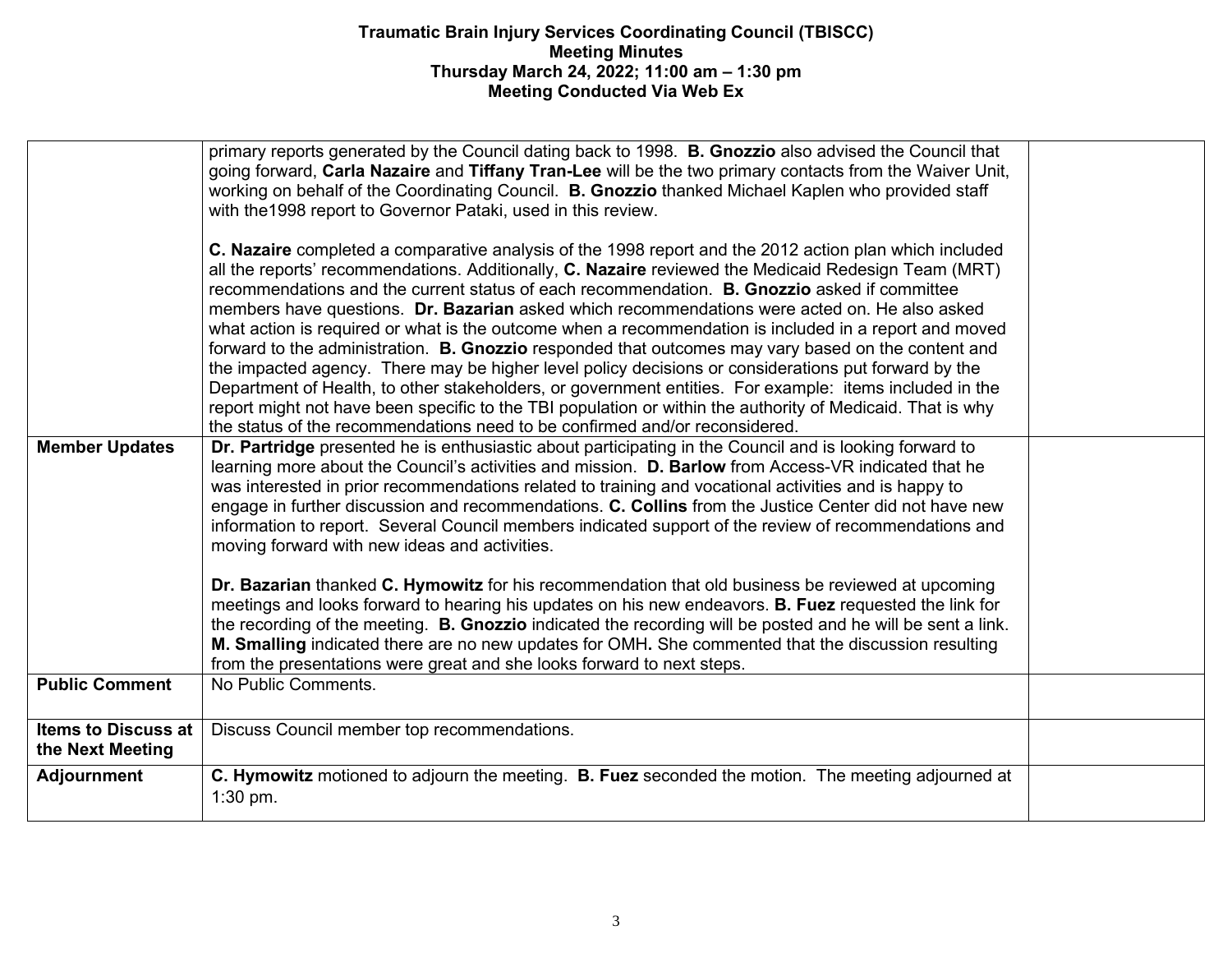| | | |
|---|---|---|
| | primary reports generated by the Council dating back to 1998. **B. Gnozzio** also advised the Council that going forward, **Carla Nazaire** and **Tiffany Tran-Lee** will be the two primary contacts from the Waiver Unit, working on behalf of the Coordinating Council. **B. Gnozzio** thanked Michael Kaplen who provided staff with the1998 report to Governor Pataki, used in this review.<br><br>**C. Nazaire** completed a comparative analysis of the 1998 report and the 2012 action plan which included all the reports' recommendations. Additionally, **C. Nazaire** reviewed the Medicaid Redesign Team (MRT) recommendations and the current status of each recommendation. **B. Gnozzio** asked if committee members have questions. **Dr. Bazarian** asked which recommendations were acted on. He also asked what action is required or what is the outcome when a recommendation is included in a report and moved forward to the administration. **B. Gnozzio** responded that outcomes may vary based on the content and the impacted agency. There may be higher level policy decisions or considerations put forward by the Department of Health, to other stakeholders, or government entities. For example: items included in the report might not have been specific to the TBI population or within the authority of Medicaid. That is why the status of the recommendations need to be confirmed and/or reconsidered. | |
| **Member Updates** | **Dr. Partridge** presented he is enthusiastic about participating in the Council and is looking forward to learning more about the Council's activities and mission. **D. Barlow** from Access-VR indicated that he was interested in prior recommendations related to training and vocational activities and is happy to engage in further discussion and recommendations. **C. Collins** from the Justice Center did not have new information to report. Several Council members indicated support of the review of recommendations and moving forward with new ideas and activities.<br><br>**Dr. Bazarian** thanked **C. Hymowitz** for his recommendation that old business be reviewed at upcoming meetings and looks forward to hearing his updates on his new endeavors. **B. Fuez** requested the link for the recording of the meeting. **B. Gnozzio** indicated the recording will be posted and he will be sent a link. **M. Smalling** indicated there are no new updates for OMH**.** She commented that the discussion resulting from the presentations were great and she looks forward to next steps. | |
| **Public Comment** | No Public Comments. | |
| **Items to Discuss at the Next Meeting** | Discuss Council member top recommendations. | |
| **Adjournment** | **C. Hymowitz** motioned to adjourn the meeting. **B. Fuez** seconded the motion. The meeting adjourned at 1:30 pm. | |